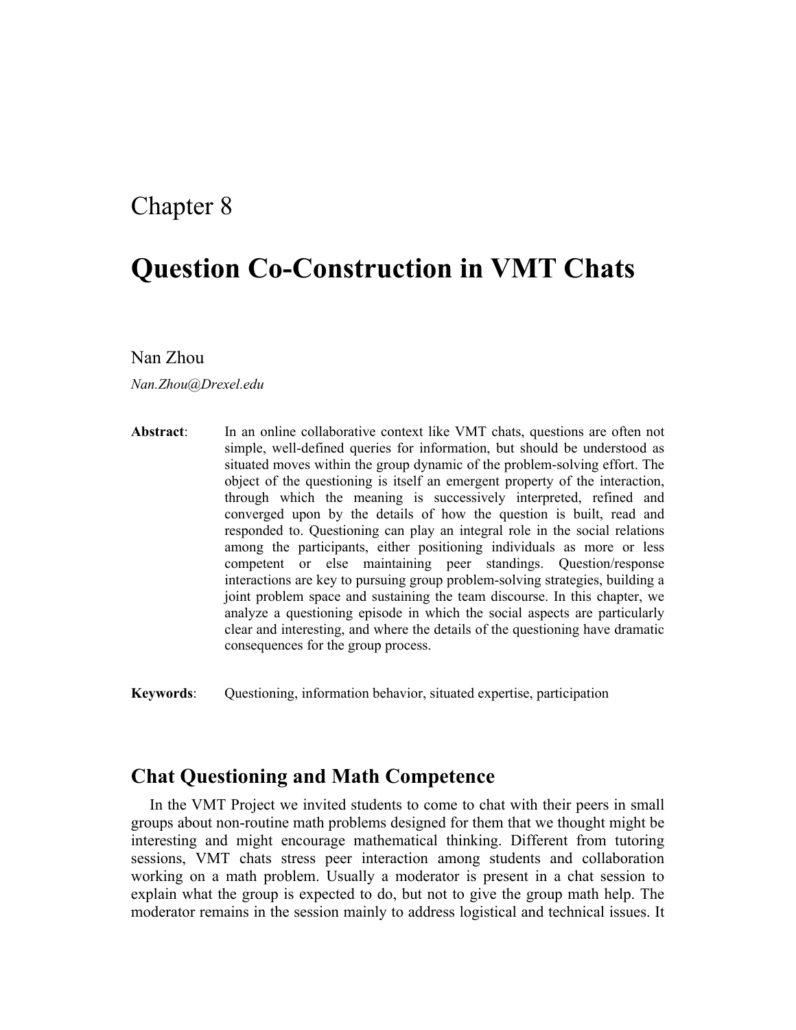# Chapter 8

# Question Co-Construction in VMT Chats

Nan Zhou

*Nan.Zhou@Drexel.edu*

**Abstract**: In an online collaborative context like VMT chats, questions are often not simple, well-defined queries for information, but should be understood as situated moves within the group dynamic of the problem-solving effort. The object of the questioning is itself an emergent property of the interaction, through which the meaning is successively interpreted, refined and converged upon by the details of how the question is built, read and responded to. Questioning can play an integral role in the social relations among the participants, either positioning individuals as more or less competent or else maintaining peer standings. Question/response interactions are key to pursuing group problem-solving strategies, building a joint problem space and sustaining the team discourse. In this chapter, we analyze a questioning episode in which the social aspects are particularly clear and interesting, and where the details of the questioning have dramatic consequences for the group process.

**Keywords**: Questioning, information behavior, situated expertise, participation

## Chat Questioning and Math Competence

In the VMT Project we invited students to come to chat with their peers in small groups about non-routine math problems designed for them that we thought might be interesting and might encourage mathematical thinking. Different from tutoring sessions, VMT chats stress peer interaction among students and collaboration working on a math problem. Usually a moderator is present in a chat session to explain what the group is expected to do, but not to give the group math help. The moderator remains in the session mainly to address logistical and technical issues. It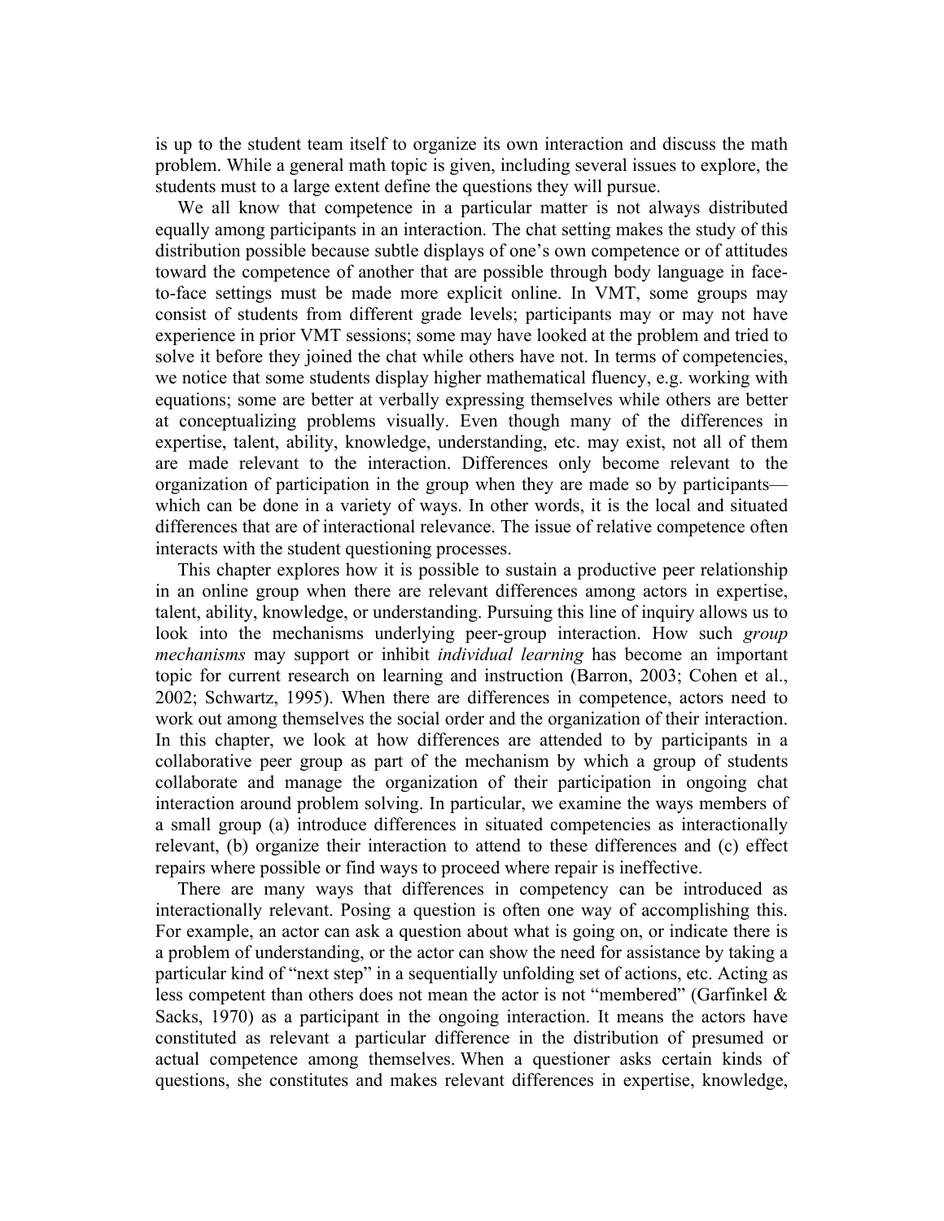is up to the student team itself to organize its own interaction and discuss the math problem. While a general math topic is given, including several issues to explore, the students must to a large extent define the questions they will pursue.

We all know that competence in a particular matter is not always distributed equally among participants in an interaction. The chat setting makes the study of this distribution possible because subtle displays of one's own competence or of attitudes toward the competence of another that are possible through body language in face-to-face settings must be made more explicit online. In VMT, some groups may consist of students from different grade levels; participants may or may not have experience in prior VMT sessions; some may have looked at the problem and tried to solve it before they joined the chat while others have not. In terms of competencies, we notice that some students display higher mathematical fluency, e.g. working with equations; some are better at verbally expressing themselves while others are better at conceptualizing problems visually. Even though many of the differences in expertise, talent, ability, knowledge, understanding, etc. may exist, not all of them are made relevant to the interaction. Differences only become relevant to the organization of participation in the group when they are made so by participants—which can be done in a variety of ways. In other words, it is the local and situated differences that are of interactional relevance. The issue of relative competence often interacts with the student questioning processes.

This chapter explores how it is possible to sustain a productive peer relationship in an online group when there are relevant differences among actors in expertise, talent, ability, knowledge, or understanding. Pursuing this line of inquiry allows us to look into the mechanisms underlying peer-group interaction. How such *group mechanisms* may support or inhibit *individual learning* has become an important topic for current research on learning and instruction (Barron, 2003; Cohen et al., 2002; Schwartz, 1995). When there are differences in competence, actors need to work out among themselves the social order and the organization of their interaction. In this chapter, we look at how differences are attended to by participants in a collaborative peer group as part of the mechanism by which a group of students collaborate and manage the organization of their participation in ongoing chat interaction around problem solving. In particular, we examine the ways members of a small group (a) introduce differences in situated competencies as interactionally relevant, (b) organize their interaction to attend to these differences and (c) effect repairs where possible or find ways to proceed where repair is ineffective.

There are many ways that differences in competency can be introduced as interactionally relevant. Posing a question is often one way of accomplishing this. For example, an actor can ask a question about what is going on, or indicate there is a problem of understanding, or the actor can show the need for assistance by taking a particular kind of "next step" in a sequentially unfolding set of actions, etc. Acting as less competent than others does not mean the actor is not "membered" (Garfinkel & Sacks, 1970) as a participant in the ongoing interaction. It means the actors have constituted as relevant a particular difference in the distribution of presumed or actual competence among themselves. When a questioner asks certain kinds of questions, she constitutes and makes relevant differences in expertise, knowledge,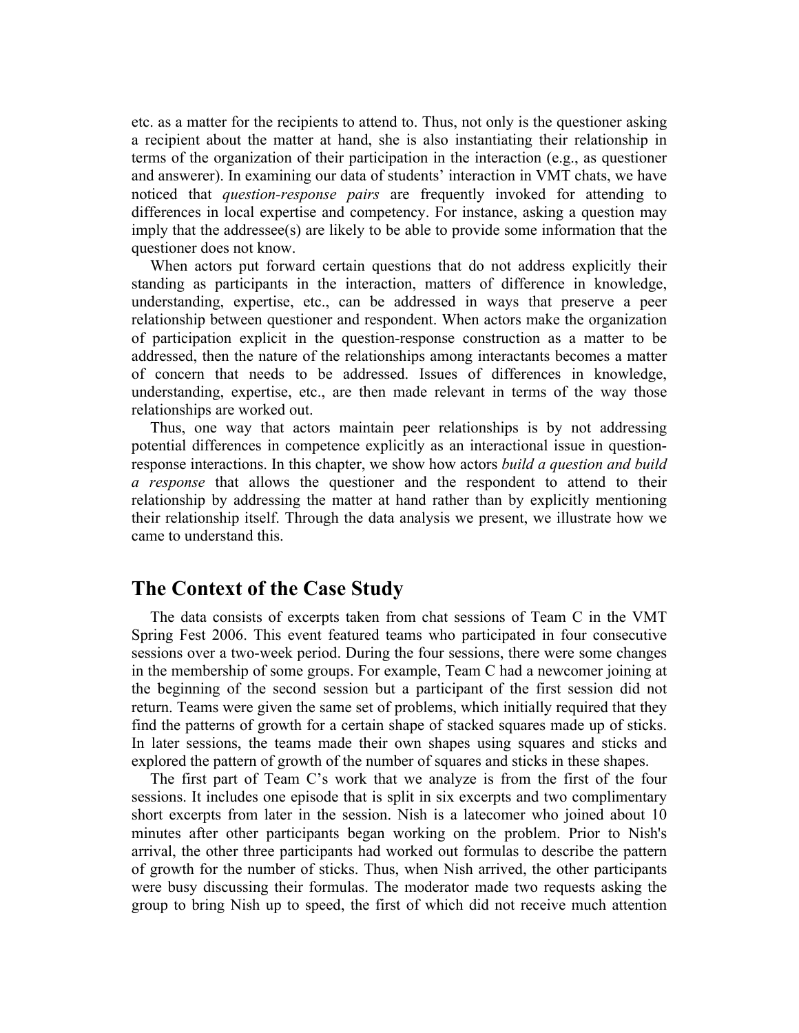etc. as a matter for the recipients to attend to. Thus, not only is the questioner asking a recipient about the matter at hand, she is also instantiating their relationship in terms of the organization of their participation in the interaction (e.g., as questioner and answerer). In examining our data of students' interaction in VMT chats, we have noticed that *question-response pairs* are frequently invoked for attending to differences in local expertise and competency. For instance, asking a question may imply that the addressee(s) are likely to be able to provide some information that the questioner does not know.

When actors put forward certain questions that do not address explicitly their standing as participants in the interaction, matters of difference in knowledge, understanding, expertise, etc., can be addressed in ways that preserve a peer relationship between questioner and respondent. When actors make the organization of participation explicit in the question-response construction as a matter to be addressed, then the nature of the relationships among interactants becomes a matter of concern that needs to be addressed. Issues of differences in knowledge, understanding, expertise, etc., are then made relevant in terms of the way those relationships are worked out.

Thus, one way that actors maintain peer relationships is by not addressing potential differences in competence explicitly as an interactional issue in question-response interactions. In this chapter, we show how actors *build a question and build a response* that allows the questioner and the respondent to attend to their relationship by addressing the matter at hand rather than by explicitly mentioning their relationship itself. Through the data analysis we present, we illustrate how we came to understand this.

## The Context of the Case Study

The data consists of excerpts taken from chat sessions of Team C in the VMT Spring Fest 2006. This event featured teams who participated in four consecutive sessions over a two-week period. During the four sessions, there were some changes in the membership of some groups. For example, Team C had a newcomer joining at the beginning of the second session but a participant of the first session did not return. Teams were given the same set of problems, which initially required that they find the patterns of growth for a certain shape of stacked squares made up of sticks. In later sessions, the teams made their own shapes using squares and sticks and explored the pattern of growth of the number of squares and sticks in these shapes.

The first part of Team C's work that we analyze is from the first of the four sessions. It includes one episode that is split in six excerpts and two complimentary short excerpts from later in the session. Nish is a latecomer who joined about 10 minutes after other participants began working on the problem. Prior to Nish's arrival, the other three participants had worked out formulas to describe the pattern of growth for the number of sticks. Thus, when Nish arrived, the other participants were busy discussing their formulas. The moderator made two requests asking the group to bring Nish up to speed, the first of which did not receive much attention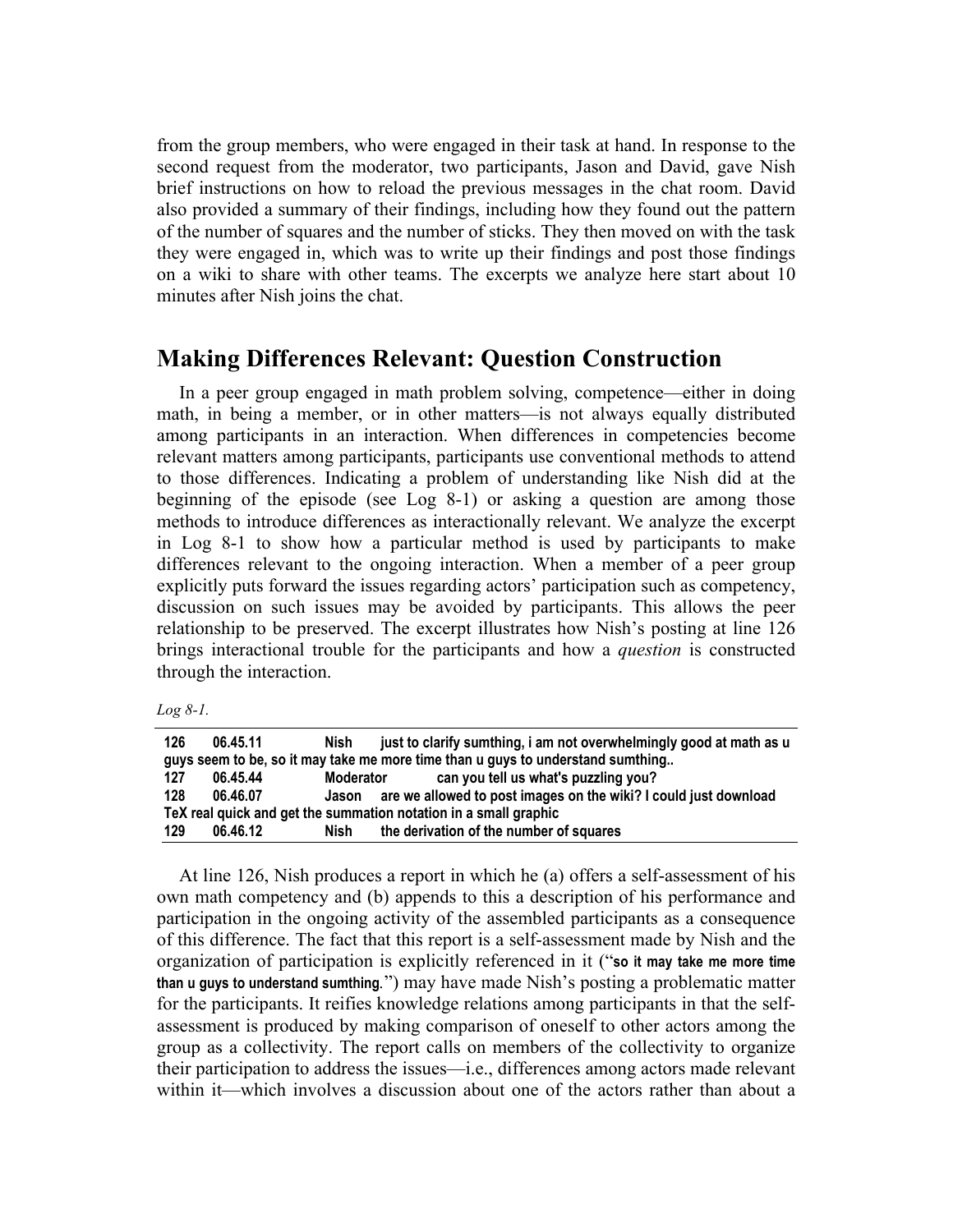from the group members, who were engaged in their task at hand. In response to the second request from the moderator, two participants, Jason and David, gave Nish brief instructions on how to reload the previous messages in the chat room. David also provided a summary of their findings, including how they found out the pattern of the number of squares and the number of sticks. They then moved on with the task they were engaged in, which was to write up their findings and post those findings on a wiki to share with other teams. The excerpts we analyze here start about 10 minutes after Nish joins the chat.

## Making Differences Relevant: Question Construction

In a peer group engaged in math problem solving, competence—either in doing math, in being a member, or in other matters—is not always equally distributed among participants in an interaction. When differences in competencies become relevant matters among participants, participants use conventional methods to attend to those differences. Indicating a problem of understanding like Nish did at the beginning of the episode (see Log 8-1) or asking a question are among those methods to introduce differences as interactionally relevant. We analyze the excerpt in Log 8-1 to show how a particular method is used by participants to make differences relevant to the ongoing interaction. When a member of a peer group explicitly puts forward the issues regarding actors' participation such as competency, discussion on such issues may be avoided by participants. This allows the peer relationship to be preserved. The excerpt illustrates how Nish's posting at line 126 brings interactional trouble for the participants and how a *question* is constructed through the interaction.

*Log 8-1.*

| | | | |
|---|---|---|---|
| **126** | **06.45.11** | **Nish** | **just to clarify sumthing, i am not overwhelmingly good at math as u guys seem to be, so it may take me more time than u guys to understand sumthing..** |
| **127** | **06.45.44** | **Moderator** | **can you tell us what's puzzling you?** |
| **128** | **06.46.07** | **Jason** | **are we allowed to post images on the wiki? I could just download TeX real quick and get the summation notation in a small graphic** |
| **129** | **06.46.12** | **Nish** | **the derivation of the number of squares** |

At line 126, Nish produces a report in which he (a) offers a self-assessment of his own math competency and (b) appends to this a description of his performance and participation in the ongoing activity of the assembled participants as a consequence of this difference. The fact that this report is a self-assessment made by Nish and the organization of participation is explicitly referenced in it ("**so it may take me more time than u guys to understand sumthing**.") may have made Nish's posting a problematic matter for the participants. It reifies knowledge relations among participants in that the self-assessment is produced by making comparison of oneself to other actors among the group as a collectivity. The report calls on members of the collectivity to organize their participation to address the issues—i.e., differences among actors made relevant within it—which involves a discussion about one of the actors rather than about a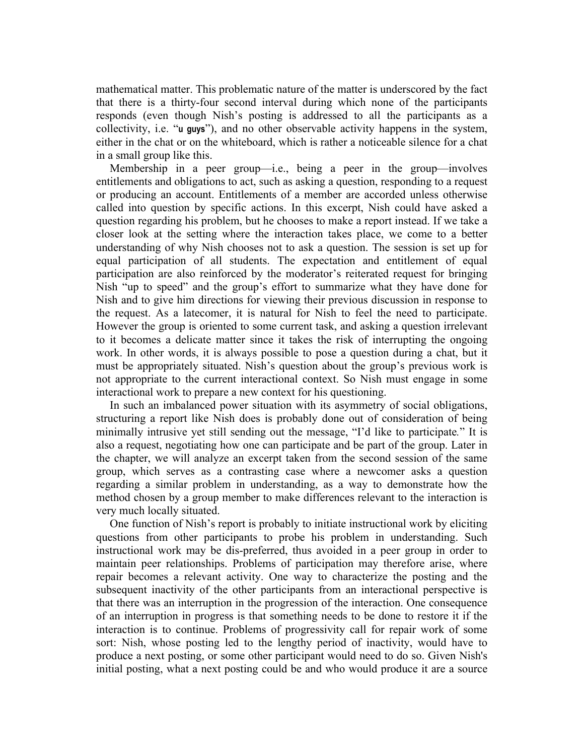mathematical matter. This problematic nature of the matter is underscored by the fact that there is a thirty-four second interval during which none of the participants responds (even though Nish's posting is addressed to all the participants as a collectivity, i.e. "**u guys**"), and no other observable activity happens in the system, either in the chat or on the whiteboard, which is rather a noticeable silence for a chat in a small group like this.

Membership in a peer group—i.e., being a peer in the group—involves entitlements and obligations to act, such as asking a question, responding to a request or producing an account. Entitlements of a member are accorded unless otherwise called into question by specific actions. In this excerpt, Nish could have asked a question regarding his problem, but he chooses to make a report instead. If we take a closer look at the setting where the interaction takes place, we come to a better understanding of why Nish chooses not to ask a question. The session is set up for equal participation of all students. The expectation and entitlement of equal participation are also reinforced by the moderator's reiterated request for bringing Nish "up to speed" and the group's effort to summarize what they have done for Nish and to give him directions for viewing their previous discussion in response to the request. As a latecomer, it is natural for Nish to feel the need to participate. However the group is oriented to some current task, and asking a question irrelevant to it becomes a delicate matter since it takes the risk of interrupting the ongoing work. In other words, it is always possible to pose a question during a chat, but it must be appropriately situated. Nish's question about the group's previous work is not appropriate to the current interactional context. So Nish must engage in some interactional work to prepare a new context for his questioning.

In such an imbalanced power situation with its asymmetry of social obligations, structuring a report like Nish does is probably done out of consideration of being minimally intrusive yet still sending out the message, "I'd like to participate." It is also a request, negotiating how one can participate and be part of the group. Later in the chapter, we will analyze an excerpt taken from the second session of the same group, which serves as a contrasting case where a newcomer asks a question regarding a similar problem in understanding, as a way to demonstrate how the method chosen by a group member to make differences relevant to the interaction is very much locally situated.

One function of Nish's report is probably to initiate instructional work by eliciting questions from other participants to probe his problem in understanding. Such instructional work may be dis-preferred, thus avoided in a peer group in order to maintain peer relationships. Problems of participation may therefore arise, where repair becomes a relevant activity. One way to characterize the posting and the subsequent inactivity of the other participants from an interactional perspective is that there was an interruption in the progression of the interaction. One consequence of an interruption in progress is that something needs to be done to restore it if the interaction is to continue. Problems of progressivity call for repair work of some sort: Nish, whose posting led to the lengthy period of inactivity, would have to produce a next posting, or some other participant would need to do so. Given Nish's initial posting, what a next posting could be and who would produce it are a source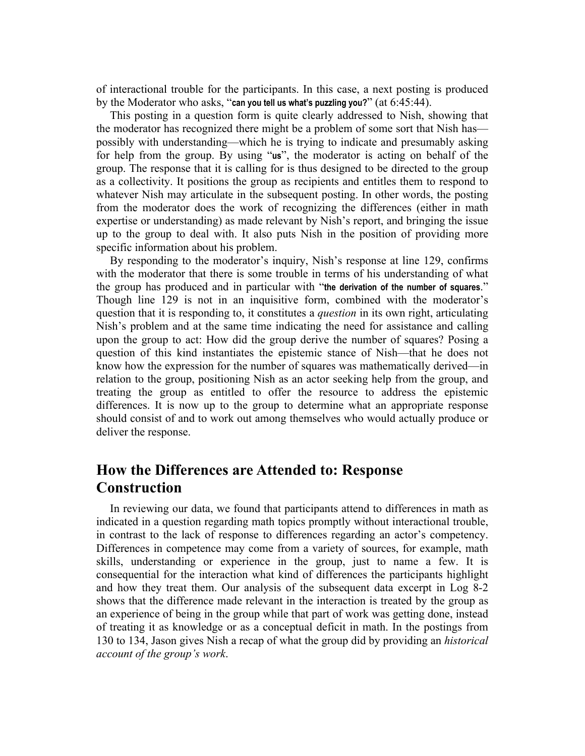of interactional trouble for the participants. In this case, a next posting is produced by the Moderator who asks, "**can you tell us what's puzzling you?**" (at 6:45:44).

This posting in a question form is quite clearly addressed to Nish, showing that the moderator has recognized there might be a problem of some sort that Nish has—possibly with understanding—which he is trying to indicate and presumably asking for help from the group. By using "**us**", the moderator is acting on behalf of the group. The response that it is calling for is thus designed to be directed to the group as a collectivity. It positions the group as recipients and entitles them to respond to whatever Nish may articulate in the subsequent posting. In other words, the posting from the moderator does the work of recognizing the differences (either in math expertise or understanding) as made relevant by Nish's report, and bringing the issue up to the group to deal with. It also puts Nish in the position of providing more specific information about his problem.

By responding to the moderator's inquiry, Nish's response at line 129, confirms with the moderator that there is some trouble in terms of his understanding of what the group has produced and in particular with "**the derivation of the number of squares**." Though line 129 is not in an inquisitive form, combined with the moderator's question that it is responding to, it constitutes a *question* in its own right, articulating Nish's problem and at the same time indicating the need for assistance and calling upon the group to act: How did the group derive the number of squares? Posing a question of this kind instantiates the epistemic stance of Nish—that he does not know how the expression for the number of squares was mathematically derived—in relation to the group, positioning Nish as an actor seeking help from the group, and treating the group as entitled to offer the resource to address the epistemic differences. It is now up to the group to determine what an appropriate response should consist of and to work out among themselves who would actually produce or deliver the response.

## How the Differences are Attended to: Response Construction

In reviewing our data, we found that participants attend to differences in math as indicated in a question regarding math topics promptly without interactional trouble, in contrast to the lack of response to differences regarding an actor's competency. Differences in competence may come from a variety of sources, for example, math skills, understanding or experience in the group, just to name a few. It is consequential for the interaction what kind of differences the participants highlight and how they treat them. Our analysis of the subsequent data excerpt in Log 8-2 shows that the difference made relevant in the interaction is treated by the group as an experience of being in the group while that part of work was getting done, instead of treating it as knowledge or as a conceptual deficit in math. In the postings from 130 to 134, Jason gives Nish a recap of what the group did by providing an *historical account of the group's work*.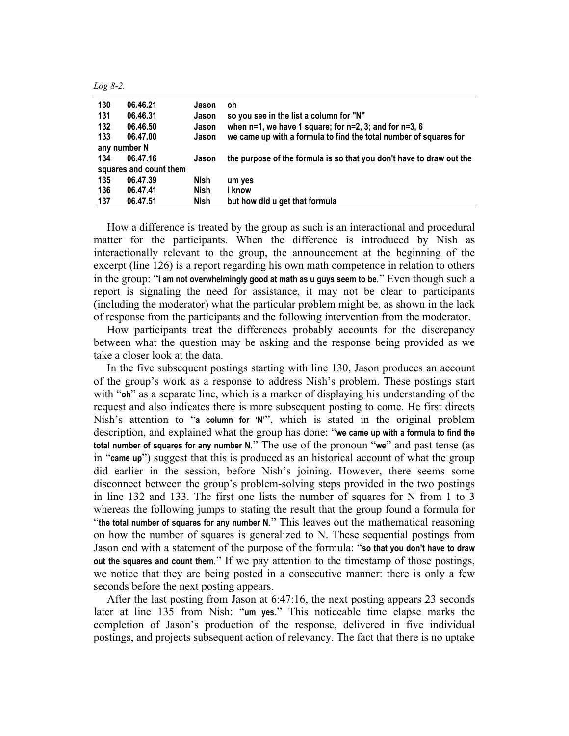*Log 8-2.*

| | | | |
|---|---|---|---|
| 130 | 06.46.21 | Jason | oh |
| 131 | 06.46.31 | Jason | so you see in the list a column for "N" |
| 132 | 06.46.50 | Jason | when n=1, we have 1 square; for n=2, 3; and for n=3, 6 |
| 133 | 06.47.00 | Jason | we came up with a formula to find the total number of squares for any number N |
| 134 | 06.47.16 | Jason | the purpose of the formula is so that you don't have to draw out the squares and count them |
| 135 | 06.47.39 | Nish | um yes |
| 136 | 06.47.41 | Nish | i know |
| 137 | 06.47.51 | Nish | but how did u get that formula |

How a difference is treated by the group as such is an interactional and procedural matter for the participants. When the difference is introduced by Nish as interactionally relevant to the group, the announcement at the beginning of the excerpt (line 126) is a report regarding his own math competence in relation to others in the group: "**i am not overwhelmingly good at math as u guys seem to be**." Even though such a report is signaling the need for assistance, it may not be clear to participants (including the moderator) what the particular problem might be, as shown in the lack of response from the participants and the following intervention from the moderator.

How participants treat the differences probably accounts for the discrepancy between what the question may be asking and the response being provided as we take a closer look at the data.

In the five subsequent postings starting with line 130, Jason produces an account of the group's work as a response to address Nish's problem. These postings start with "**oh**" as a separate line, which is a marker of displaying his understanding of the request and also indicates there is more subsequent posting to come. He first directs Nish's attention to "**a column for 'N'**", which is stated in the original problem description, and explained what the group has done: "**we came up with a formula to find the total number of squares for any number N**." The use of the pronoun "**we**" and past tense (as in "**came up**") suggest that this is produced as an historical account of what the group did earlier in the session, before Nish's joining. However, there seems some disconnect between the group's problem-solving steps provided in the two postings in line 132 and 133. The first one lists the number of squares for N from 1 to 3 whereas the following jumps to stating the result that the group found a formula for "**the total number of squares for any number N**." This leaves out the mathematical reasoning on how the number of squares is generalized to N. These sequential postings from Jason end with a statement of the purpose of the formula: "**so that you don't have to draw out the squares and count them**." If we pay attention to the timestamp of those postings, we notice that they are being posted in a consecutive manner: there is only a few seconds before the next posting appears.

After the last posting from Jason at 6:47:16, the next posting appears 23 seconds later at line 135 from Nish: "**um yes**." This noticeable time elapse marks the completion of Jason's production of the response, delivered in five individual postings, and projects subsequent action of relevancy. The fact that there is no uptake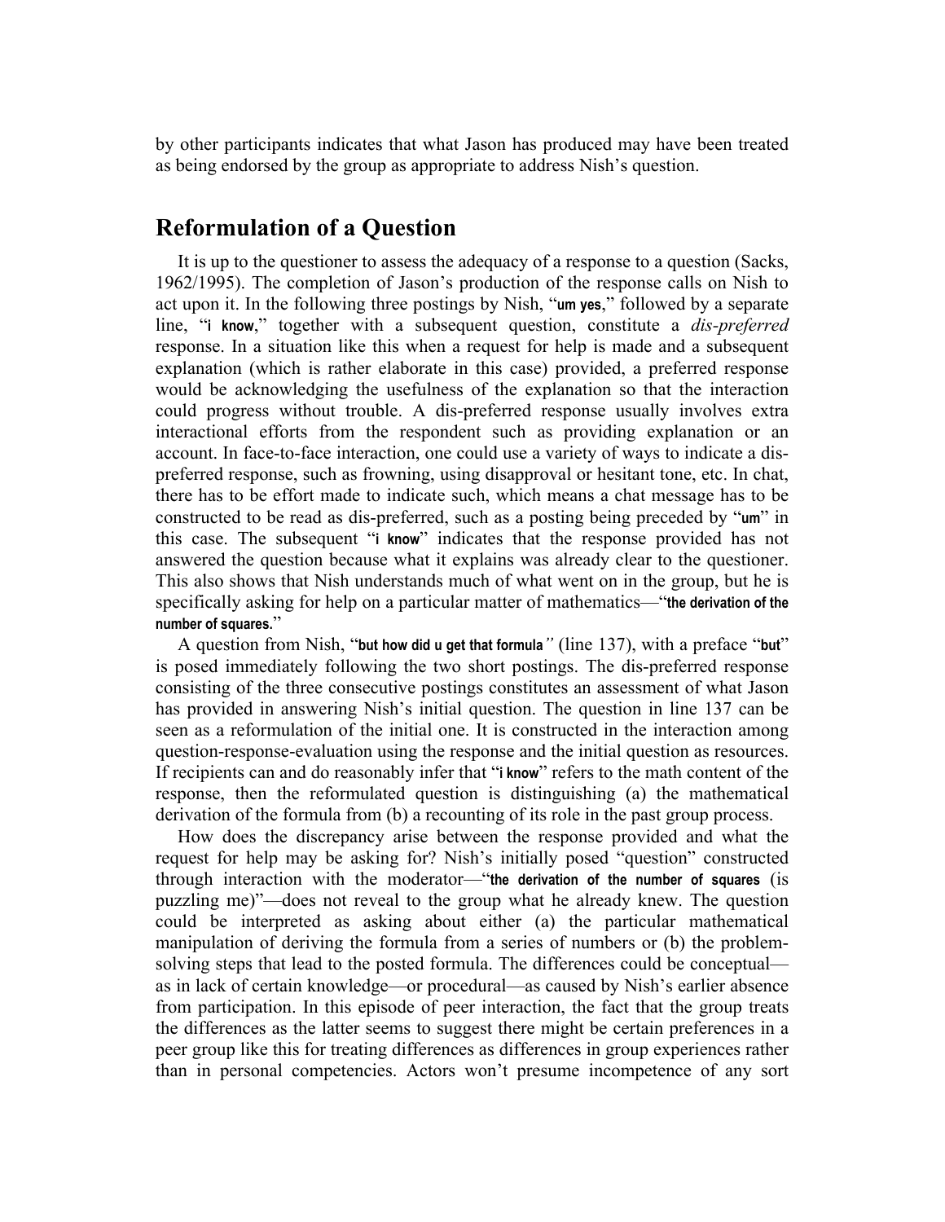by other participants indicates that what Jason has produced may have been treated as being endorsed by the group as appropriate to address Nish's question.

## Reformulation of a Question

It is up to the questioner to assess the adequacy of a response to a question (Sacks, 1962/1995). The completion of Jason's production of the response calls on Nish to act upon it. In the following three postings by Nish, "**um yes**," followed by a separate line, "**i know**," together with a subsequent question, constitute a *dis-preferred* response. In a situation like this when a request for help is made and a subsequent explanation (which is rather elaborate in this case) provided, a preferred response would be acknowledging the usefulness of the explanation so that the interaction could progress without trouble. A dis-preferred response usually involves extra interactional efforts from the respondent such as providing explanation or an account. In face-to-face interaction, one could use a variety of ways to indicate a dis-preferred response, such as frowning, using disapproval or hesitant tone, etc. In chat, there has to be effort made to indicate such, which means a chat message has to be constructed to be read as dis-preferred, such as a posting being preceded by "**um**" in this case. The subsequent "**i know**" indicates that the response provided has not answered the question because what it explains was already clear to the questioner. This also shows that Nish understands much of what went on in the group, but he is specifically asking for help on a particular matter of mathematics—"**the derivation of the number of squares.**"

A question from Nish, "**but how did u get that formula**" (line 137), with a preface "**but**" is posed immediately following the two short postings. The dis-preferred response consisting of the three consecutive postings constitutes an assessment of what Jason has provided in answering Nish's initial question. The question in line 137 can be seen as a reformulation of the initial one. It is constructed in the interaction among question-response-evaluation using the response and the initial question as resources. If recipients can and do reasonably infer that "**i know**" refers to the math content of the response, then the reformulated question is distinguishing (a) the mathematical derivation of the formula from (b) a recounting of its role in the past group process.

How does the discrepancy arise between the response provided and what the request for help may be asking for? Nish's initially posed "question" constructed through interaction with the moderator—"**the derivation of the number of squares** (is puzzling me)"—does not reveal to the group what he already knew. The question could be interpreted as asking about either (a) the particular mathematical manipulation of deriving the formula from a series of numbers or (b) the problem-solving steps that lead to the posted formula. The differences could be conceptual—as in lack of certain knowledge—or procedural—as caused by Nish's earlier absence from participation. In this episode of peer interaction, the fact that the group treats the differences as the latter seems to suggest there might be certain preferences in a peer group like this for treating differences as differences in group experiences rather than in personal competencies. Actors won't presume incompetence of any sort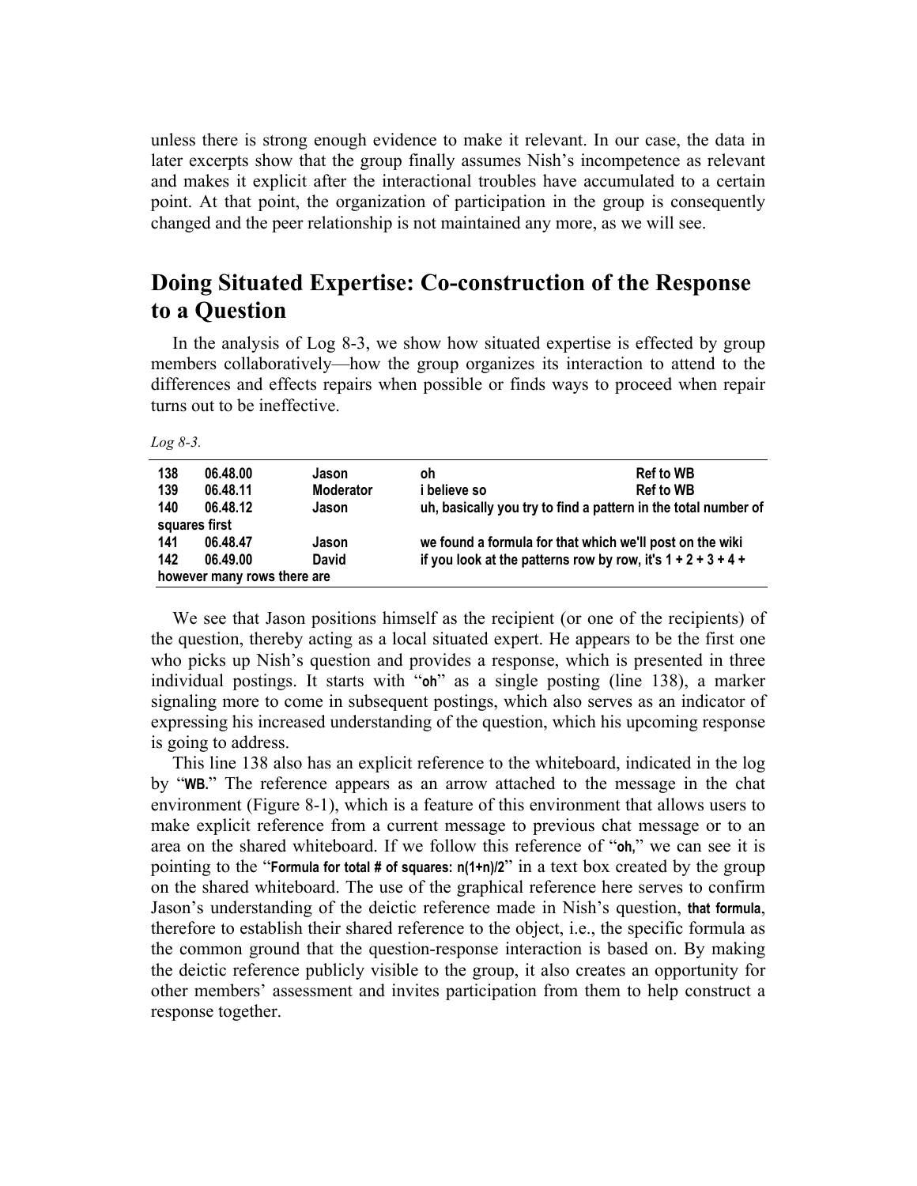unless there is strong enough evidence to make it relevant. In our case, the data in later excerpts show that the group finally assumes Nish's incompetence as relevant and makes it explicit after the interactional troubles have accumulated to a certain point. At that point, the organization of participation in the group is consequently changed and the peer relationship is not maintained any more, as we will see.

## Doing Situated Expertise: Co-construction of the Response to a Question

In the analysis of Log 8-3, we show how situated expertise is effected by group members collaboratively—how the group organizes its interaction to attend to the differences and effects repairs when possible or finds ways to proceed when repair turns out to be ineffective.

*Log 8-3.*

| | | | | |
|---|---|---|---|---|
| **138** | **06.48.00** | **Jason** | **oh** | **Ref to WB** |
| **139** | **06.48.11** | **Moderator** | **i believe so** | **Ref to WB** |
| **140** | **06.48.12** | **Jason** | **uh, basically you try to find a pattern in the total number of squares first** | |
| **141** | **06.48.47** | **Jason** | **we found a formula for that which we'll post on the wiki** | |
| **142** | **06.49.00** | **David** | **if you look at the patterns row by row, it's 1 + 2 + 3 + 4 + however many rows there are** | |

We see that Jason positions himself as the recipient (or one of the recipients) of the question, thereby acting as a local situated expert. He appears to be the first one who picks up Nish's question and provides a response, which is presented in three individual postings. It starts with "**oh**" as a single posting (line 138), a marker signaling more to come in subsequent postings, which also serves as an indicator of expressing his increased understanding of the question, which his upcoming response is going to address.

This line 138 also has an explicit reference to the whiteboard, indicated in the log by "**WB.**" The reference appears as an arrow attached to the message in the chat environment (Figure 8-1), which is a feature of this environment that allows users to make explicit reference from a current message to previous chat message or to an area on the shared whiteboard. If we follow this reference of "**oh**," we can see it is pointing to the "**Formula for total # of squares: n(1+n)/2**" in a text box created by the group on the shared whiteboard. The use of the graphical reference here serves to confirm Jason's understanding of the deictic reference made in Nish's question, **that formula**, therefore to establish their shared reference to the object, i.e., the specific formula as the common ground that the question-response interaction is based on. By making the deictic reference publicly visible to the group, it also creates an opportunity for other members' assessment and invites participation from them to help construct a response together.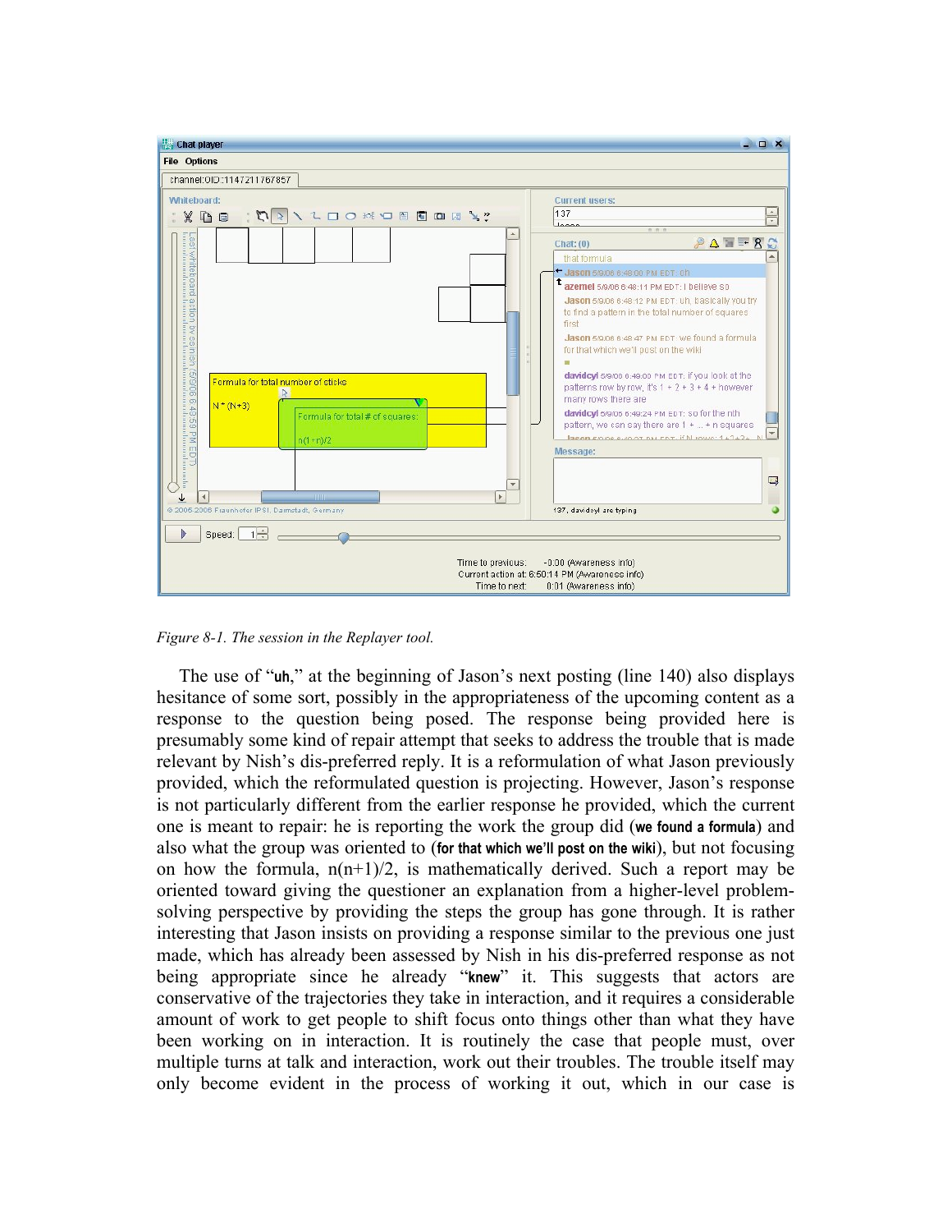*Figure 8-1. The session in the Replayer tool.*

The use of "**uh**," at the beginning of Jason's next posting (line 140) also displays hesitance of some sort, possibly in the appropriateness of the upcoming content as a response to the question being posed. The response being provided here is presumably some kind of repair attempt that seeks to address the trouble that is made relevant by Nish's dis-preferred reply. It is a reformulation of what Jason previously provided, which the reformulated question is projecting. However, Jason's response is not particularly different from the earlier response he provided, which the current one is meant to repair: he is reporting the work the group did (**we found a formula**) and also what the group was oriented to (**for that which we'll post on the wiki**), but not focusing on how the formula, n(n+1)/2, is mathematically derived. Such a report may be oriented toward giving the questioner an explanation from a higher-level problem-solving perspective by providing the steps the group has gone through. It is rather interesting that Jason insists on providing a response similar to the previous one just made, which has already been assessed by Nish in his dis-preferred response as not being appropriate since he already "**knew**" it. This suggests that actors are conservative of the trajectories they take in interaction, and it requires a considerable amount of work to get people to shift focus onto things other than what they have been working on in interaction. It is routinely the case that people must, over multiple turns at talk and interaction, work out their troubles. The trouble itself may only become evident in the process of working it out, which in our case is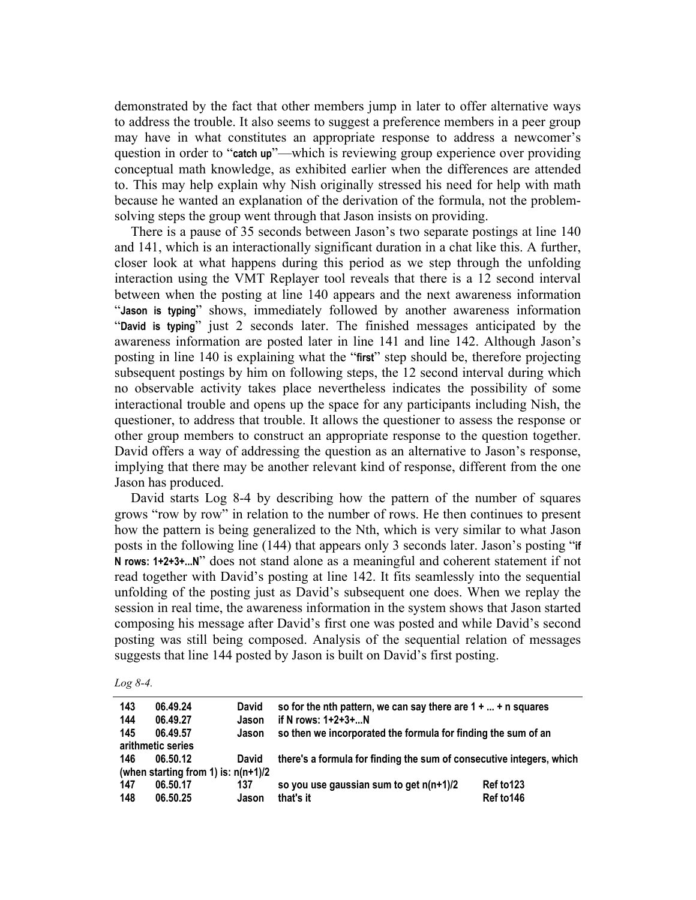demonstrated by the fact that other members jump in later to offer alternative ways to address the trouble. It also seems to suggest a preference members in a peer group may have in what constitutes an appropriate response to address a newcomer's question in order to "**catch up**"—which is reviewing group experience over providing conceptual math knowledge, as exhibited earlier when the differences are attended to. This may help explain why Nish originally stressed his need for help with math because he wanted an explanation of the derivation of the formula, not the problem-solving steps the group went through that Jason insists on providing.

There is a pause of 35 seconds between Jason's two separate postings at line 140 and 141, which is an interactionally significant duration in a chat like this. A further, closer look at what happens during this period as we step through the unfolding interaction using the VMT Replayer tool reveals that there is a 12 second interval between when the posting at line 140 appears and the next awareness information "**Jason is typing**" shows, immediately followed by another awareness information "**David is typing**" just 2 seconds later. The finished messages anticipated by the awareness information are posted later in line 141 and line 142. Although Jason's posting in line 140 is explaining what the "**first**" step should be, therefore projecting subsequent postings by him on following steps, the 12 second interval during which no observable activity takes place nevertheless indicates the possibility of some interactional trouble and opens up the space for any participants including Nish, the questioner, to address that trouble. It allows the questioner to assess the response or other group members to construct an appropriate response to the question together. David offers a way of addressing the question as an alternative to Jason's response, implying that there may be another relevant kind of response, different from the one Jason has produced.

David starts Log 8-4 by describing how the pattern of the number of squares grows "row by row" in relation to the number of rows. He then continues to present how the pattern is being generalized to the Nth, which is very similar to what Jason posts in the following line (144) that appears only 3 seconds later. Jason's posting "**if N rows: 1+2+3+...N**" does not stand alone as a meaningful and coherent statement if not read together with David's posting at line 142. It fits seamlessly into the sequential unfolding of the posting just as David's subsequent one does. When we replay the session in real time, the awareness information in the system shows that Jason started composing his message after David's first one was posted and while David's second posting was still being composed. Analysis of the sequential relation of messages suggests that line 144 posted by Jason is built on David's first posting.

*Log 8-4.*

| | | | | |
|---|---|---|---|---|
| 143 | 06.49.24 | David | so for the nth pattern, we can say there are 1 + ... + n squares | |
| 144 | 06.49.27 | Jason | if N rows: 1+2+3+...N | |
| 145 | 06.49.57 | Jason | so then we incorporated the formula for finding the sum of an arithmetic series | |
| 146 | 06.50.12 | David | there's a formula for finding the sum of consecutive integers, which (when starting from 1) is: n(n+1)/2 | |
| 147 | 06.50.17 | 137 | so you use gaussian sum to get n(n+1)/2 | Ref to123 |
| 148 | 06.50.25 | Jason | that's it | Ref to146 |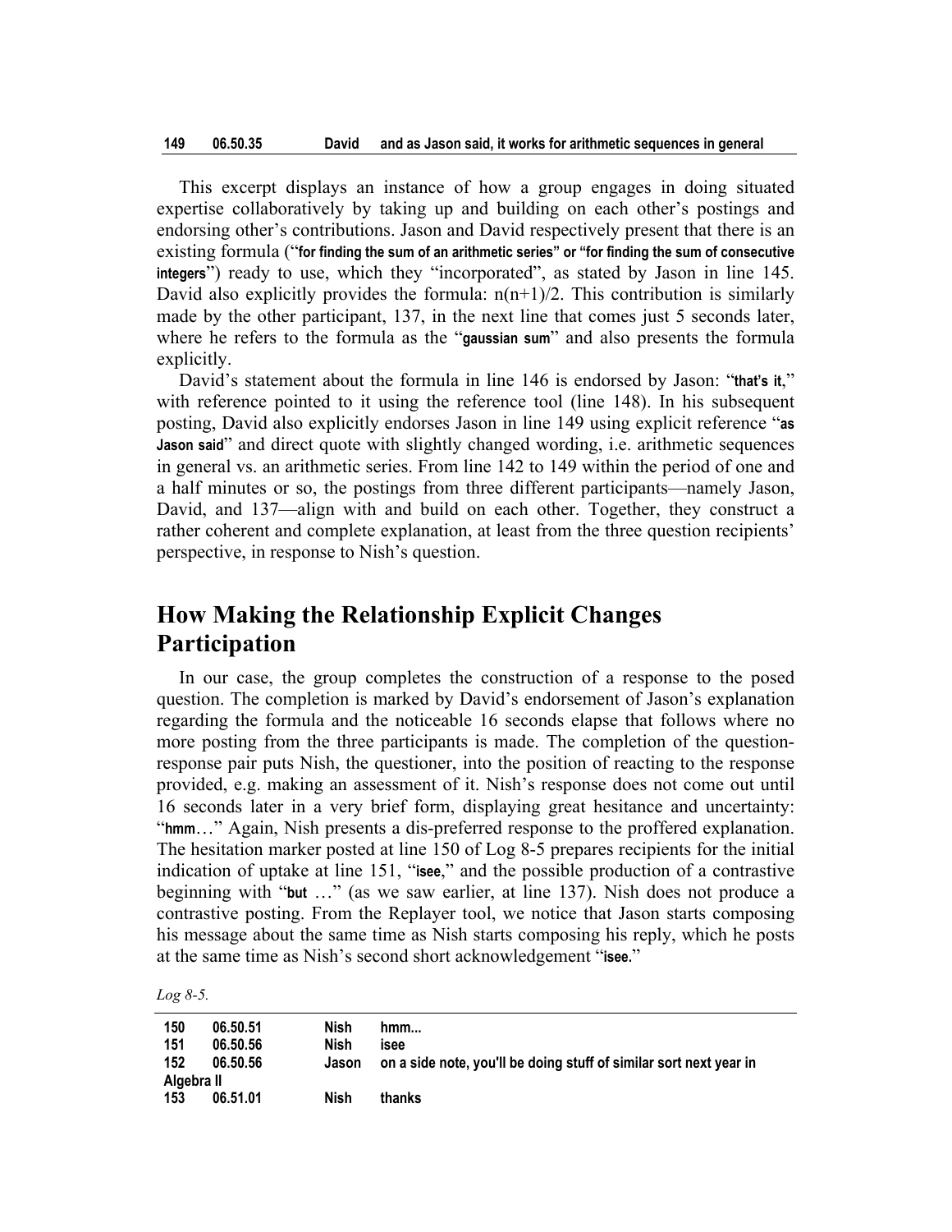| 149 | 06.50.35 | David | and as Jason said, it works for arithmetic sequences in general |
|---|---|---|---|

This excerpt displays an instance of how a group engages in doing situated expertise collaboratively by taking up and building on each other's postings and endorsing other's contributions. Jason and David respectively present that there is an existing formula ("**for finding the sum of an arithmetic series" or "for finding the sum of consecutive integers**") ready to use, which they "incorporated", as stated by Jason in line 145. David also explicitly provides the formula: n(n+1)/2. This contribution is similarly made by the other participant, 137, in the next line that comes just 5 seconds later, where he refers to the formula as the "**gaussian sum**" and also presents the formula explicitly.

David's statement about the formula in line 146 is endorsed by Jason: "**that's it**," with reference pointed to it using the reference tool (line 148). In his subsequent posting, David also explicitly endorses Jason in line 149 using explicit reference "**as Jason said**" and direct quote with slightly changed wording, i.e. arithmetic sequences in general vs. an arithmetic series. From line 142 to 149 within the period of one and a half minutes or so, the postings from three different participants—namely Jason, David, and 137—align with and build on each other. Together, they construct a rather coherent and complete explanation, at least from the three question recipients' perspective, in response to Nish's question.

## How Making the Relationship Explicit Changes Participation

In our case, the group completes the construction of a response to the posed question. The completion is marked by David's endorsement of Jason's explanation regarding the formula and the noticeable 16 seconds elapse that follows where no more posting from the three participants is made. The completion of the question-response pair puts Nish, the questioner, into the position of reacting to the response provided, e.g. making an assessment of it. Nish's response does not come out until 16 seconds later in a very brief form, displaying great hesitance and uncertainty: "**hmm**…" Again, Nish presents a dis-preferred response to the proffered explanation. The hesitation marker posted at line 150 of Log 8-5 prepares recipients for the initial indication of uptake at line 151, "**isee**," and the possible production of a contrastive beginning with "**but** …" (as we saw earlier, at line 137). Nish does not produce a contrastive posting. From the Replayer tool, we notice that Jason starts composing his message about the same time as Nish starts composing his reply, which he posts at the same time as Nish's second short acknowledgement "**isee.**"

*Log 8-5.*

| 150 | 06.50.51 | Nish | hmm... |
|---|---|---|---|
| 151 | 06.50.56 | Nish | isee |
| 152 | 06.50.56 | Jason | on a side note, you'll be doing stuff of similar sort next year in Algebra II |
| 153 | 06.51.01 | Nish | thanks |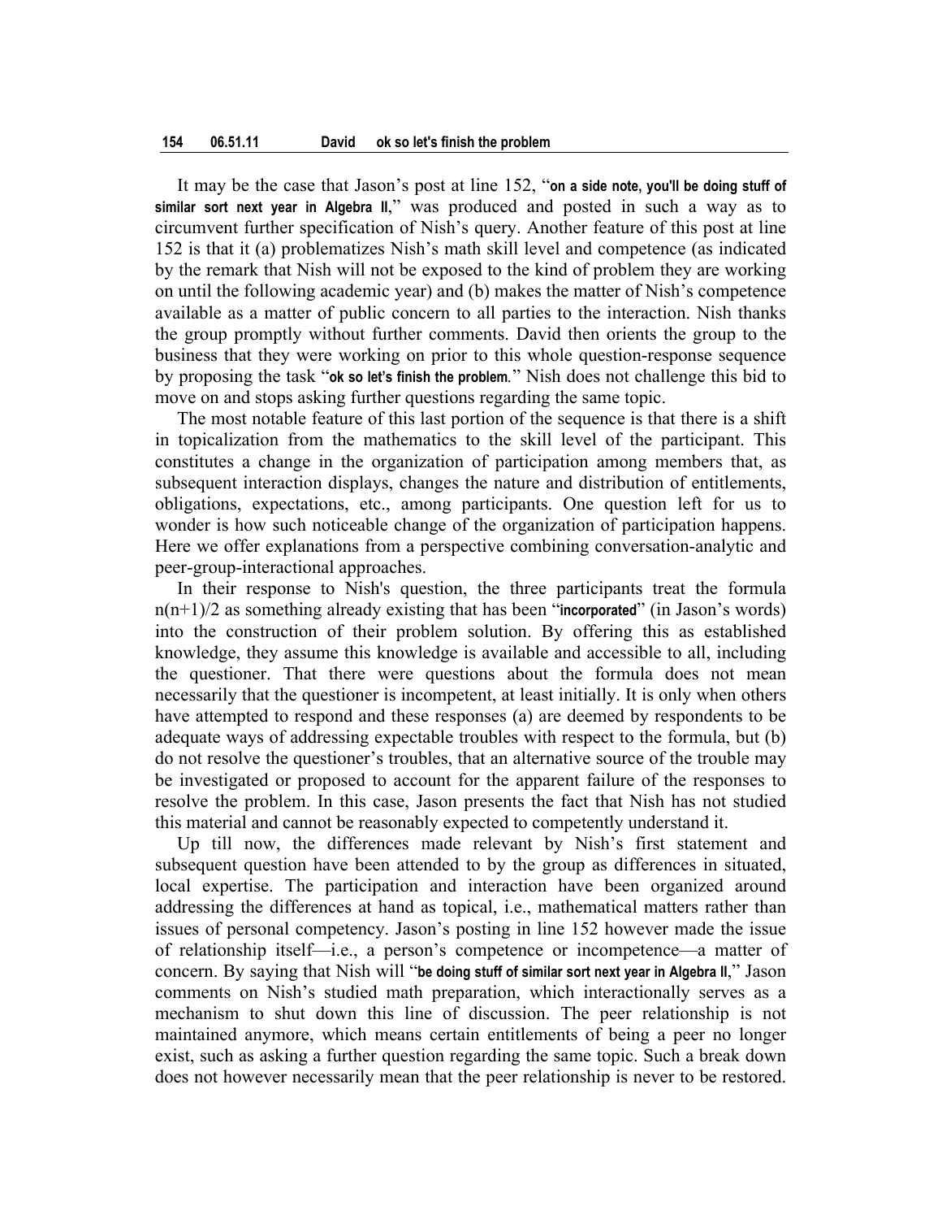| 154 | 06.51.11 | David | ok so let's finish the problem |
|---|---|---|---|

It may be the case that Jason's post at line 152, "**on a side note, you'll be doing stuff of similar sort next year in Algebra II**," was produced and posted in such a way as to circumvent further specification of Nish's query. Another feature of this post at line 152 is that it (a) problematizes Nish's math skill level and competence (as indicated by the remark that Nish will not be exposed to the kind of problem they are working on until the following academic year) and (b) makes the matter of Nish's competence available as a matter of public concern to all parties to the interaction. Nish thanks the group promptly without further comments. David then orients the group to the business that they were working on prior to this whole question-response sequence by proposing the task "**ok so let's finish the problem**." Nish does not challenge this bid to move on and stops asking further questions regarding the same topic.

The most notable feature of this last portion of the sequence is that there is a shift in topicalization from the mathematics to the skill level of the participant. This constitutes a change in the organization of participation among members that, as subsequent interaction displays, changes the nature and distribution of entitlements, obligations, expectations, etc., among participants. One question left for us to wonder is how such noticeable change of the organization of participation happens. Here we offer explanations from a perspective combining conversation-analytic and peer-group-interactional approaches.

In their response to Nish's question, the three participants treat the formula $n(n+1)/2$ as something already existing that has been "**incorporated**" (in Jason's words) into the construction of their problem solution. By offering this as established knowledge, they assume this knowledge is available and accessible to all, including the questioner. That there were questions about the formula does not mean necessarily that the questioner is incompetent, at least initially. It is only when others have attempted to respond and these responses (a) are deemed by respondents to be adequate ways of addressing expectable troubles with respect to the formula, but (b) do not resolve the questioner's troubles, that an alternative source of the trouble may be investigated or proposed to account for the apparent failure of the responses to resolve the problem. In this case, Jason presents the fact that Nish has not studied this material and cannot be reasonably expected to competently understand it.

Up till now, the differences made relevant by Nish's first statement and subsequent question have been attended to by the group as differences in situated, local expertise. The participation and interaction have been organized around addressing the differences at hand as topical, i.e., mathematical matters rather than issues of personal competency. Jason's posting in line 152 however made the issue of relationship itself—i.e., a person's competence or incompetence—a matter of concern. By saying that Nish will "**be doing stuff of similar sort next year in Algebra II**," Jason comments on Nish's studied math preparation, which interactionally serves as a mechanism to shut down this line of discussion. The peer relationship is not maintained anymore, which means certain entitlements of being a peer no longer exist, such as asking a further question regarding the same topic. Such a break down does not however necessarily mean that the peer relationship is never to be restored.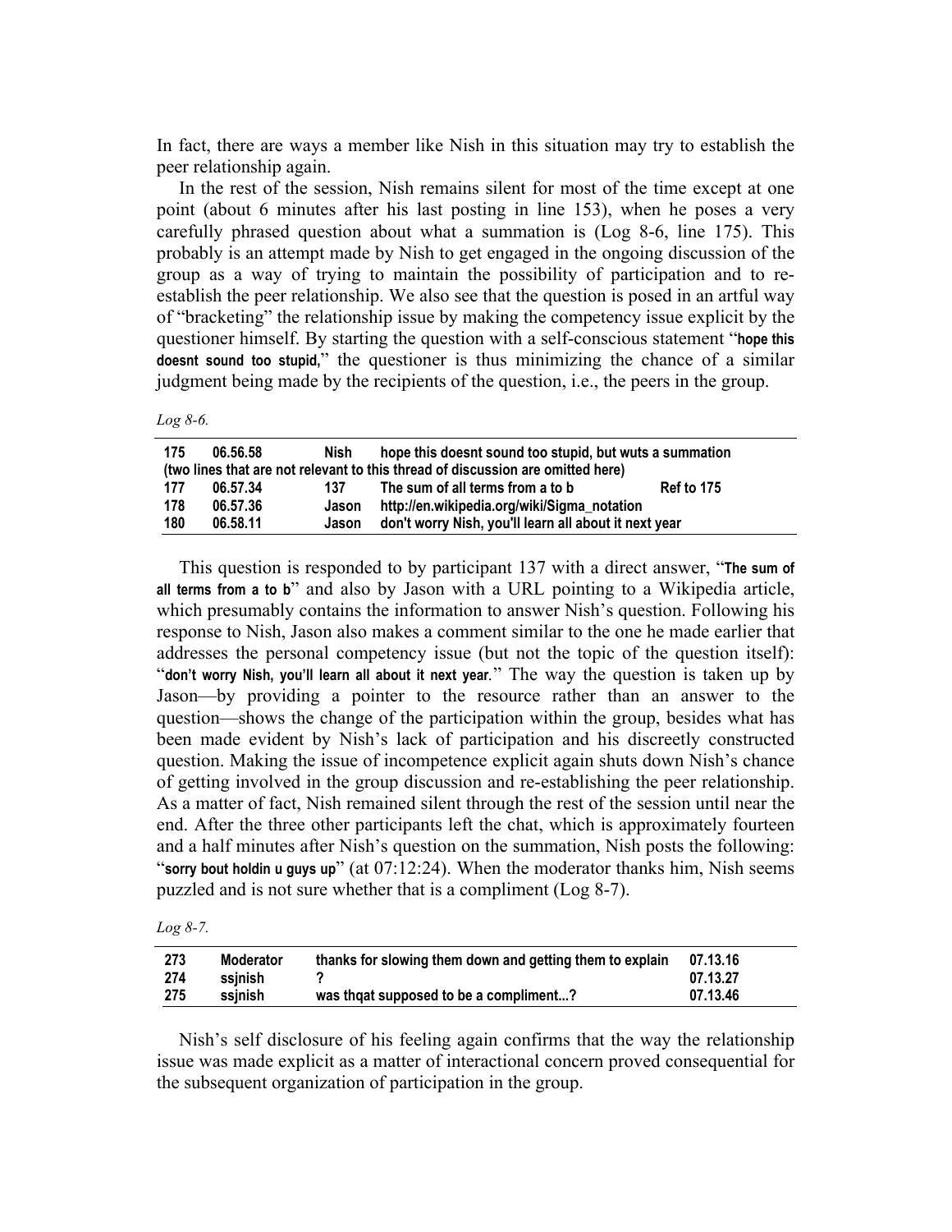In fact, there are ways a member like Nish in this situation may try to establish the peer relationship again.

In the rest of the session, Nish remains silent for most of the time except at one point (about 6 minutes after his last posting in line 153), when he poses a very carefully phrased question about what a summation is (Log 8-6, line 175). This probably is an attempt made by Nish to get engaged in the ongoing discussion of the group as a way of trying to maintain the possibility of participation and to re-establish the peer relationship. We also see that the question is posed in an artful way of "bracketing" the relationship issue by making the competency issue explicit by the questioner himself. By starting the question with a self-conscious statement "**hope this doesnt sound too stupid,**" the questioner is thus minimizing the chance of a similar judgment being made by the recipients of the question, i.e., the peers in the group.

*Log 8-6.*

| | | | | |
|---|---|---|---|---|
| **175** | **06.56.58** | **Nish** | **hope this doesnt sound too stupid, but wuts a summation** | |
| **(two lines that are not relevant to this thread of discussion are omitted here)** | | | | |
| **177** | **06.57.34** | **137** | **The sum of all terms from a to b** | **Ref to 175** |
| **178** | **06.57.36** | **Jason** | **http://en.wikipedia.org/wiki/Sigma_notation** | |
| **180** | **06.58.11** | **Jason** | **don't worry Nish, you'll learn all about it next year** | |

This question is responded to by participant 137 with a direct answer, "**The sum of all terms from a to b**" and also by Jason with a URL pointing to a Wikipedia article, which presumably contains the information to answer Nish's question. Following his response to Nish, Jason also makes a comment similar to the one he made earlier that addresses the personal competency issue (but not the topic of the question itself): "**don't worry Nish, you'll learn all about it next year**." The way the question is taken up by Jason—by providing a pointer to the resource rather than an answer to the question—shows the change of the participation within the group, besides what has been made evident by Nish's lack of participation and his discreetly constructed question. Making the issue of incompetence explicit again shuts down Nish's chance of getting involved in the group discussion and re-establishing the peer relationship. As a matter of fact, Nish remained silent through the rest of the session until near the end. After the three other participants left the chat, which is approximately fourteen and a half minutes after Nish's question on the summation, Nish posts the following: "**sorry bout holdin u guys up**" (at 07:12:24). When the moderator thanks him, Nish seems puzzled and is not sure whether that is a compliment (Log 8-7).

*Log 8-7.*

| | | | |
|---|---|---|---|
| **273** | **Moderator** | **thanks for slowing them down and getting them to explain** | **07.13.16** |
| **274** | **ssjnish** | **?** | **07.13.27** |
| **275** | **ssjnish** | **was thqat supposed to be a compliment...?** | **07.13.46** |

Nish's self disclosure of his feeling again confirms that the way the relationship issue was made explicit as a matter of interactional concern proved consequential for the subsequent organization of participation in the group.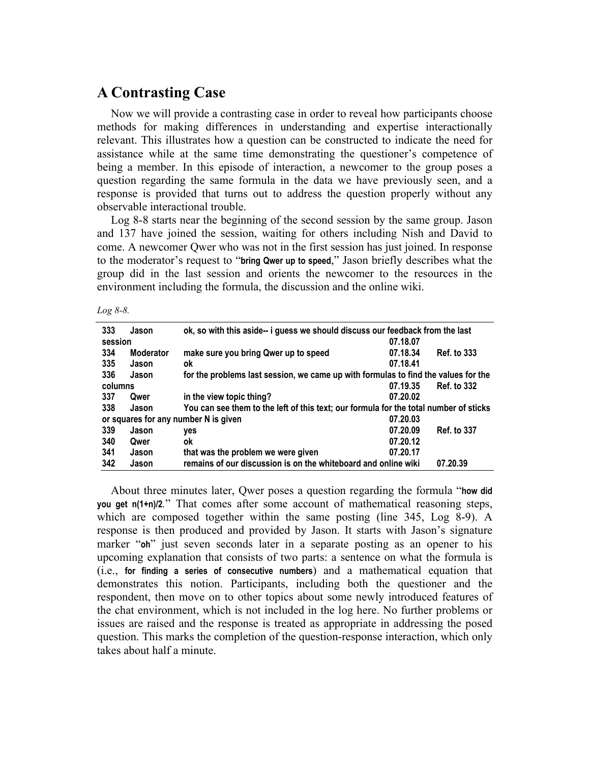## A Contrasting Case

Now we will provide a contrasting case in order to reveal how participants choose methods for making differences in understanding and expertise interactionally relevant. This illustrates how a question can be constructed to indicate the need for assistance while at the same time demonstrating the questioner's competence of being a member. In this episode of interaction, a newcomer to the group poses a question regarding the same formula in the data we have previously seen, and a response is provided that turns out to address the question properly without any observable interactional trouble.

Log 8-8 starts near the beginning of the second session by the same group. Jason and 137 have joined the session, waiting for others including Nish and David to come. A newcomer Qwer who was not in the first session has just joined. In response to the moderator's request to "**bring Qwer up to speed**," Jason briefly describes what the group did in the last session and orients the newcomer to the resources in the environment including the formula, the discussion and the online wiki.

*Log 8-8.*

| | | | | |
|---|---|---|---|---|
| 333 | Jason | ok, so with this aside-- i guess we should discuss our feedback from the last session | 07.18.07 | |
| 334 | Moderator | make sure you bring Qwer up to speed | 07.18.34 | Ref. to 333 |
| 335 | Jason | ok | 07.18.41 | |
| 336 | Jason | for the problems last session, we came up with formulas to find the values for the columns | 07.19.35 | Ref. to 332 |
| 337 | Qwer | in the view topic thing? | 07.20.02 | |
| 338 | Jason | You can see them to the left of this text; our formula for the total number of sticks or squares for any number N is given | 07.20.03 | |
| 339 | Jason | yes | 07.20.09 | Ref. to 337 |
| 340 | Qwer | ok | 07.20.12 | |
| 341 | Jason | that was the problem we were given | 07.20.17 | |
| 342 | Jason | remains of our discussion is on the whiteboard and online wiki | 07.20.39 | |

About three minutes later, Qwer poses a question regarding the formula "**how did you get n(1+n)/2.**" That comes after some account of mathematical reasoning steps, which are composed together within the same posting (line 345, Log 8-9). A response is then produced and provided by Jason. It starts with Jason's signature marker "**oh**" just seven seconds later in a separate posting as an opener to his upcoming explanation that consists of two parts: a sentence on what the formula is (i.e., **for finding a series of consecutive numbers**) and a mathematical equation that demonstrates this notion. Participants, including both the questioner and the respondent, then move on to other topics about some newly introduced features of the chat environment, which is not included in the log here. No further problems or issues are raised and the response is treated as appropriate in addressing the posed question. This marks the completion of the question-response interaction, which only takes about half a minute.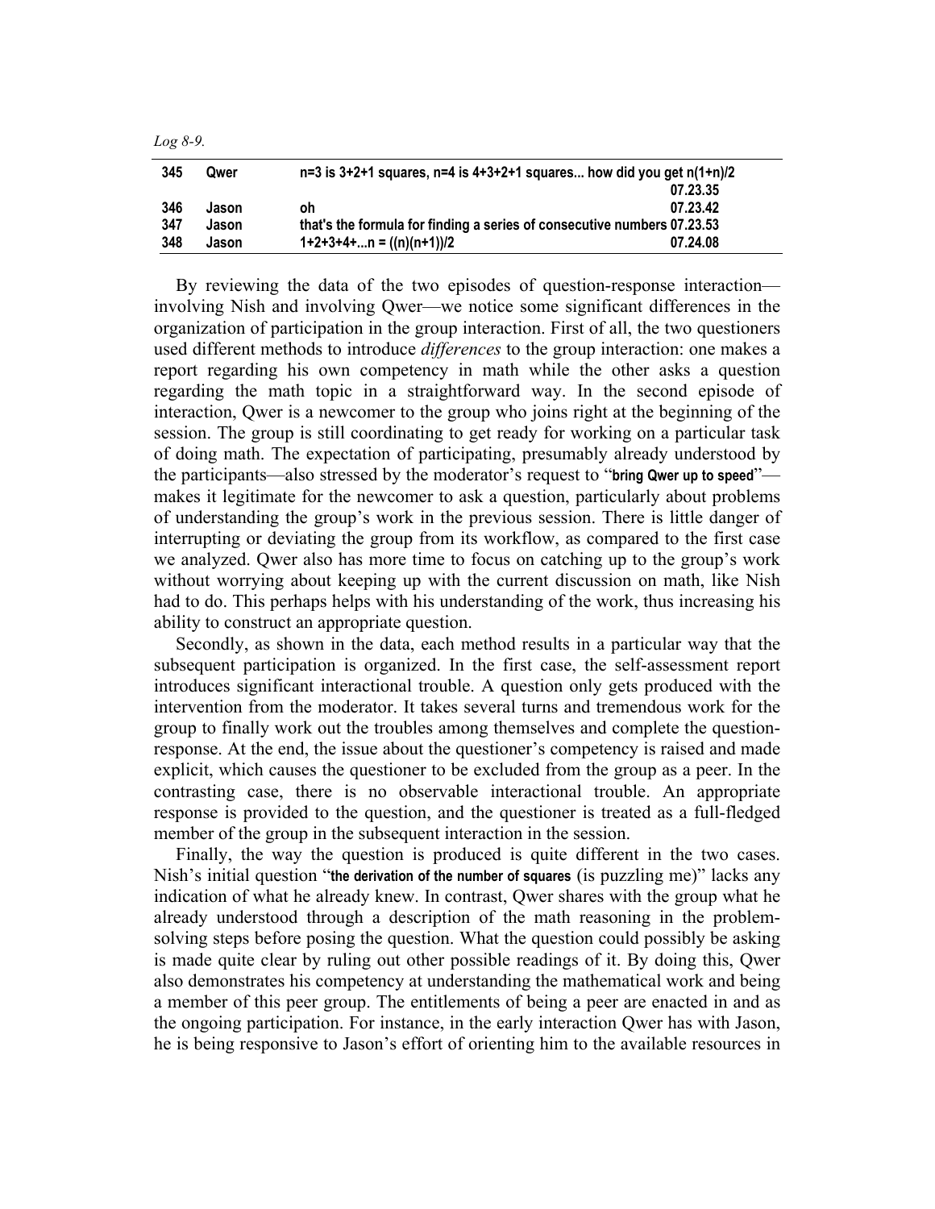*Log 8-9.*

| | | | |
|---|---|---|---|
| 345 | Qwer | n=3 is 3+2+1 squares, n=4 is 4+3+2+1 squares... how did you get n(1+n)/2 | 07.23.35 |
| 346 | Jason | oh | 07.23.42 |
| 347 | Jason | that's the formula for finding a series of consecutive numbers | 07.23.53 |
| 348 | Jason | 1+2+3+4+...n = ((n)(n+1))/2 | 07.24.08 |

By reviewing the data of the two episodes of question-response interaction—involving Nish and involving Qwer—we notice some significant differences in the organization of participation in the group interaction. First of all, the two questioners used different methods to introduce *differences* to the group interaction: one makes a report regarding his own competency in math while the other asks a question regarding the math topic in a straightforward way. In the second episode of interaction, Qwer is a newcomer to the group who joins right at the beginning of the session. The group is still coordinating to get ready for working on a particular task of doing math. The expectation of participating, presumably already understood by the participants—also stressed by the moderator's request to "**bring Qwer up to speed**"—makes it legitimate for the newcomer to ask a question, particularly about problems of understanding the group's work in the previous session. There is little danger of interrupting or deviating the group from its workflow, as compared to the first case we analyzed. Qwer also has more time to focus on catching up to the group's work without worrying about keeping up with the current discussion on math, like Nish had to do. This perhaps helps with his understanding of the work, thus increasing his ability to construct an appropriate question.

Secondly, as shown in the data, each method results in a particular way that the subsequent participation is organized. In the first case, the self-assessment report introduces significant interactional trouble. A question only gets produced with the intervention from the moderator. It takes several turns and tremendous work for the group to finally work out the troubles among themselves and complete the question-response. At the end, the issue about the questioner's competency is raised and made explicit, which causes the questioner to be excluded from the group as a peer. In the contrasting case, there is no observable interactional trouble. An appropriate response is provided to the question, and the questioner is treated as a full-fledged member of the group in the subsequent interaction in the session.

Finally, the way the question is produced is quite different in the two cases. Nish's initial question "**the derivation of the number of squares** (is puzzling me)" lacks any indication of what he already knew. In contrast, Qwer shares with the group what he already understood through a description of the math reasoning in the problem-solving steps before posing the question. What the question could possibly be asking is made quite clear by ruling out other possible readings of it. By doing this, Qwer also demonstrates his competency at understanding the mathematical work and being a member of this peer group. The entitlements of being a peer are enacted in and as the ongoing participation. For instance, in the early interaction Qwer has with Jason, he is being responsive to Jason's effort of orienting him to the available resources in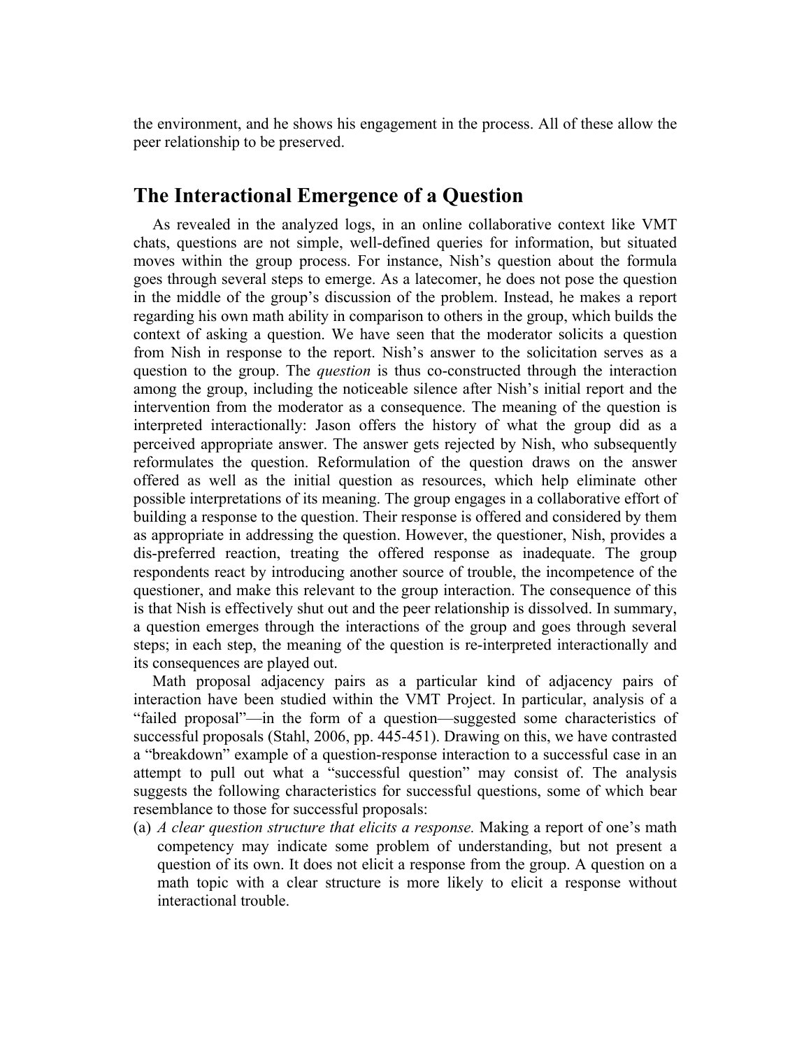the environment, and he shows his engagement in the process. All of these allow the peer relationship to be preserved.

## The Interactional Emergence of a Question

As revealed in the analyzed logs, in an online collaborative context like VMT chats, questions are not simple, well-defined queries for information, but situated moves within the group process. For instance, Nish's question about the formula goes through several steps to emerge. As a latecomer, he does not pose the question in the middle of the group's discussion of the problem. Instead, he makes a report regarding his own math ability in comparison to others in the group, which builds the context of asking a question. We have seen that the moderator solicits a question from Nish in response to the report. Nish's answer to the solicitation serves as a question to the group. The *question* is thus co-constructed through the interaction among the group, including the noticeable silence after Nish's initial report and the intervention from the moderator as a consequence. The meaning of the question is interpreted interactionally: Jason offers the history of what the group did as a perceived appropriate answer. The answer gets rejected by Nish, who subsequently reformulates the question. Reformulation of the question draws on the answer offered as well as the initial question as resources, which help eliminate other possible interpretations of its meaning. The group engages in a collaborative effort of building a response to the question. Their response is offered and considered by them as appropriate in addressing the question. However, the questioner, Nish, provides a dis-preferred reaction, treating the offered response as inadequate. The group respondents react by introducing another source of trouble, the incompetence of the questioner, and make this relevant to the group interaction. The consequence of this is that Nish is effectively shut out and the peer relationship is dissolved. In summary, a question emerges through the interactions of the group and goes through several steps; in each step, the meaning of the question is re-interpreted interactionally and its consequences are played out.

Math proposal adjacency pairs as a particular kind of adjacency pairs of interaction have been studied within the VMT Project. In particular, analysis of a "failed proposal"—in the form of a question—suggested some characteristics of successful proposals (Stahl, 2006, pp. 445-451). Drawing on this, we have contrasted a "breakdown" example of a question-response interaction to a successful case in an attempt to pull out what a "successful question" may consist of. The analysis suggests the following characteristics for successful questions, some of which bear resemblance to those for successful proposals:

(a) *A clear question structure that elicits a response.* Making a report of one's math competency may indicate some problem of understanding, but not present a question of its own. It does not elicit a response from the group. A question on a math topic with a clear structure is more likely to elicit a response without interactional trouble.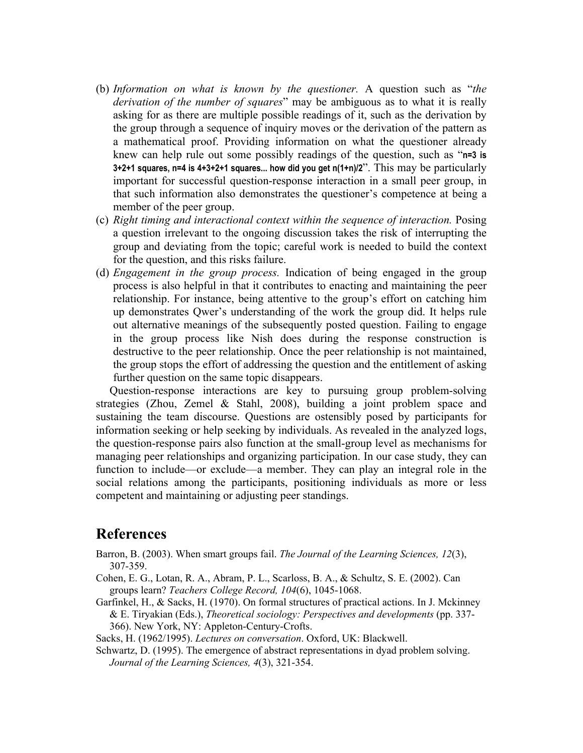(b) *Information on what is known by the questioner.* A question such as "*the derivation of the number of squares*" may be ambiguous as to what it is really asking for as there are multiple possible readings of it, such as the derivation by the group through a sequence of inquiry moves or the derivation of the pattern as a mathematical proof. Providing information on what the questioner already knew can help rule out some possibly readings of the question, such as "**n=3 is 3+2+1 squares, n=4 is 4+3+2+1 squares... how did you get n(1+n)/2**". This may be particularly important for successful question-response interaction in a small peer group, in that such information also demonstrates the questioner's competence at being a member of the peer group.

(c) *Right timing and interactional context within the sequence of interaction.* Posing a question irrelevant to the ongoing discussion takes the risk of interrupting the group and deviating from the topic; careful work is needed to build the context for the question, and this risks failure.

(d) *Engagement in the group process.* Indication of being engaged in the group process is also helpful in that it contributes to enacting and maintaining the peer relationship. For instance, being attentive to the group's effort on catching him up demonstrates Qwer's understanding of the work the group did. It helps rule out alternative meanings of the subsequently posted question. Failing to engage in the group process like Nish does during the response construction is destructive to the peer relationship. Once the peer relationship is not maintained, the group stops the effort of addressing the question and the entitlement of asking further question on the same topic disappears.

Question-response interactions are key to pursuing group problem-solving strategies (Zhou, Zemel & Stahl, 2008), building a joint problem space and sustaining the team discourse. Questions are ostensibly posed by participants for information seeking or help seeking by individuals. As revealed in the analyzed logs, the question-response pairs also function at the small-group level as mechanisms for managing peer relationships and organizing participation. In our case study, they can function to include—or exclude—a member. They can play an integral role in the social relations among the participants, positioning individuals as more or less competent and maintaining or adjusting peer standings.

## References

Barron, B. (2003). When smart groups fail. *The Journal of the Learning Sciences, 12*(3), 307-359.

Cohen, E. G., Lotan, R. A., Abram, P. L., Scarloss, B. A., & Schultz, S. E. (2002). Can groups learn? *Teachers College Record, 104*(6), 1045-1068.

Garfinkel, H., & Sacks, H. (1970). On formal structures of practical actions. In J. Mckinney & E. Tiryakian (Eds.), *Theoretical sociology: Perspectives and developments* (pp. 337-366). New York, NY: Appleton-Century-Crofts.

Sacks, H. (1962/1995). *Lectures on conversation*. Oxford, UK: Blackwell.

Schwartz, D. (1995). The emergence of abstract representations in dyad problem solving. *Journal of the Learning Sciences, 4*(3), 321-354.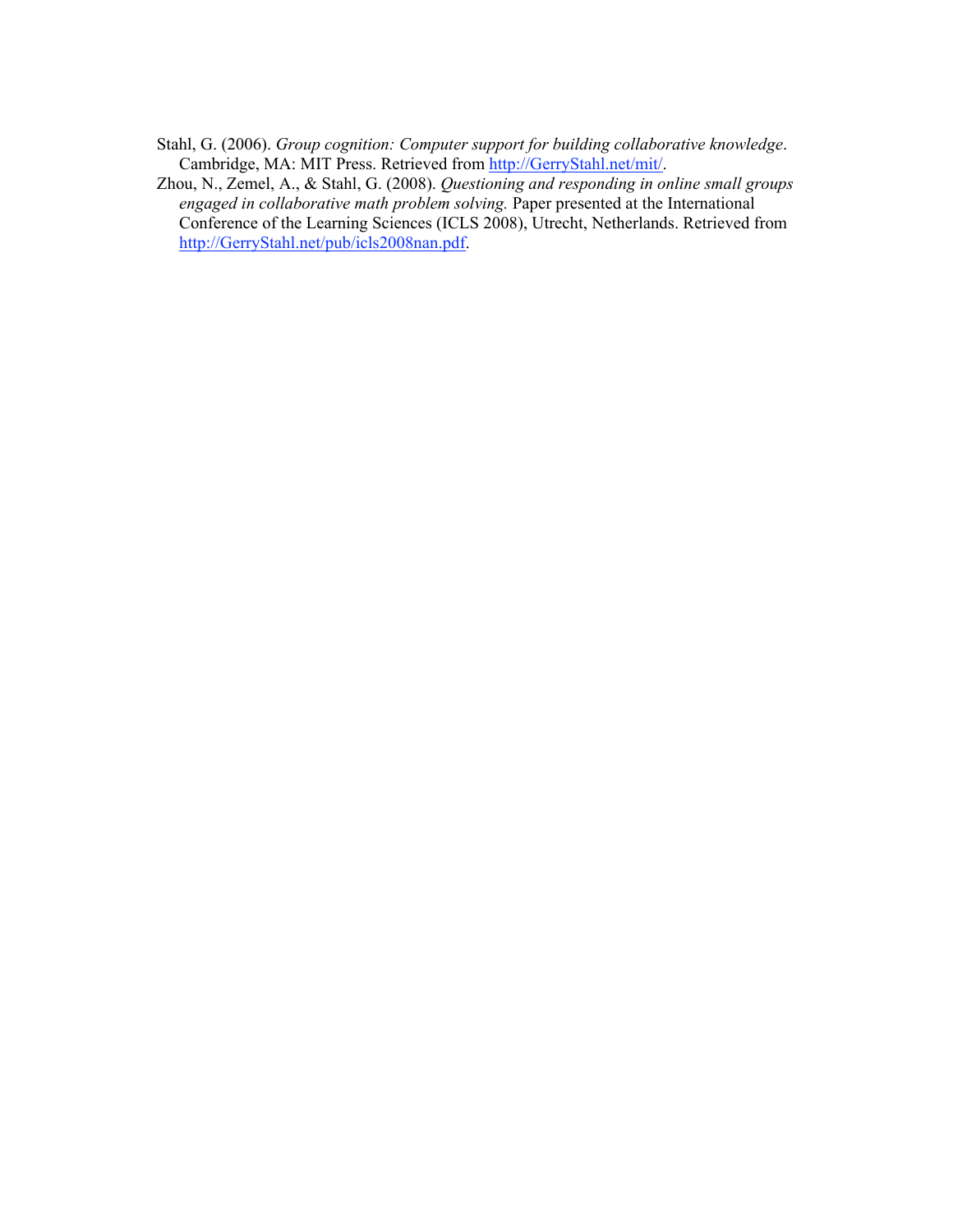Stahl, G. (2006). *Group cognition: Computer support for building collaborative knowledge*. Cambridge, MA: MIT Press. Retrieved from http://GerryStahl.net/mit/.

Zhou, N., Zemel, A., & Stahl, G. (2008). *Questioning and responding in online small groups engaged in collaborative math problem solving.* Paper presented at the International Conference of the Learning Sciences (ICLS 2008), Utrecht, Netherlands. Retrieved from http://GerryStahl.net/pub/icls2008nan.pdf.